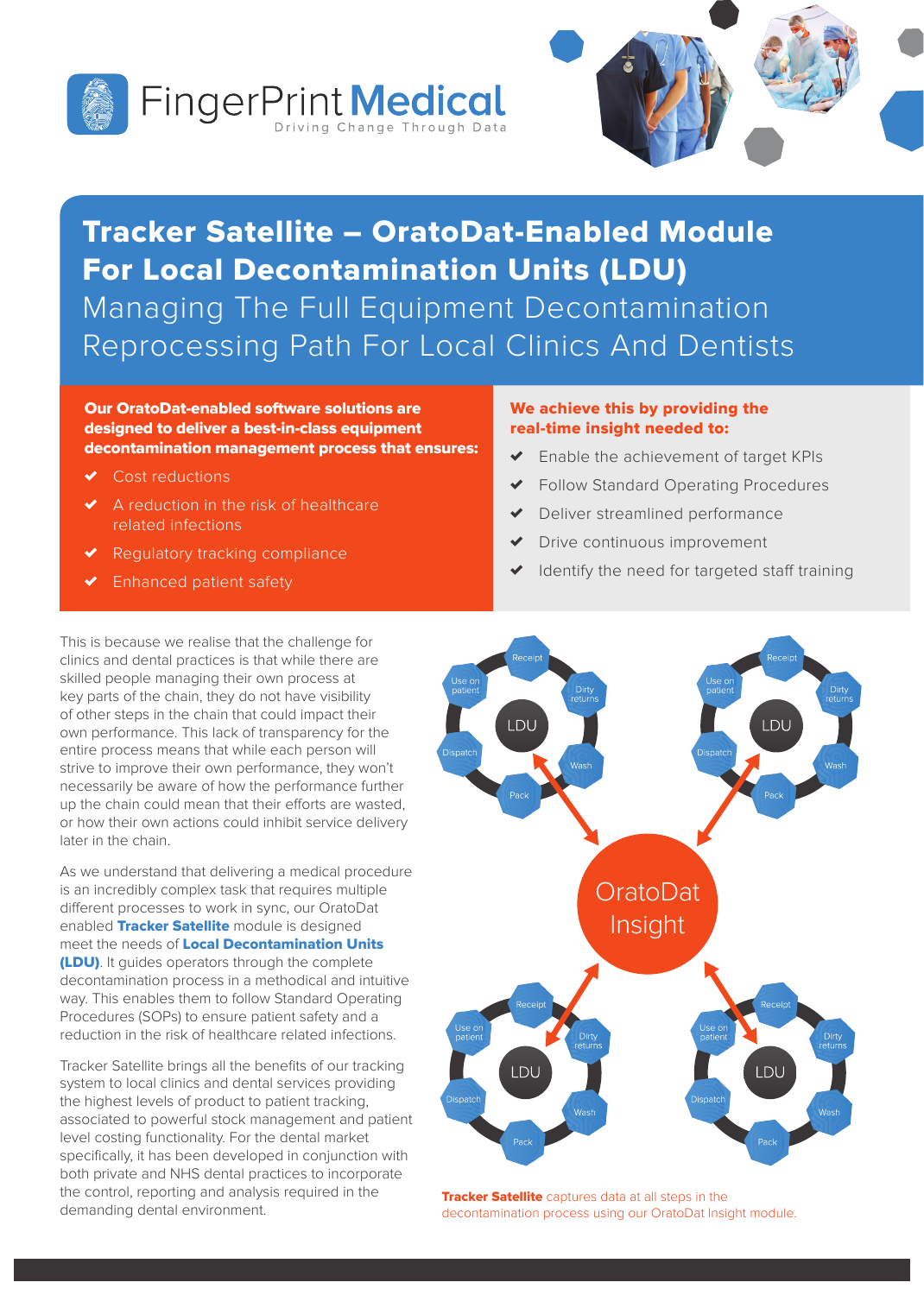FingerPrint Medical
Driving Change Through Data

# Tracker Satellite – OratoDat-Enabled Module For Local Decontamination Units (LDU)

## Managing The Full Equipment Decontamination Reprocessing Path For Local Clinics And Dentists

**Our OratoDat-enabled software solutions are designed to deliver a best-in-class equipment decontamination management process that ensures:**

- ✔ Cost reductions
- ✔ A reduction in the risk of healthcare related infections
- ✔ Regulatory tracking compliance
- ✔ Enhanced patient safety

**We achieve this by providing the real-time insight needed to:**

- ✔ Enable the achievement of target KPIs
- ✔ Follow Standard Operating Procedures
- ✔ Deliver streamlined performance
- ✔ Drive continuous improvement
- ✔ Identify the need for targeted staff training

This is because we realise that the challenge for clinics and dental practices is that while there are skilled people managing their own process at key parts of the chain, they do not have visibility of other steps in the chain that could impact their own performance. This lack of transparency for the entire process means that while each person will strive to improve their own performance, they won't necessarily be aware of how the performance further up the chain could mean that their efforts are wasted, or how their own actions could inhibit service delivery later in the chain.

As we understand that delivering a medical procedure is an incredibly complex task that requires multiple different processes to work in sync, our OratoDat enabled **Tracker Satellite** module is designed meet the needs of **Local Decontamination Units (LDU)**. It guides operators through the complete decontamination process in a methodical and intuitive way. This enables them to follow Standard Operating Procedures (SOPs) to ensure patient safety and a reduction in the risk of healthcare related infections.

Tracker Satellite brings all the benefits of our tracking system to local clinics and dental services providing the highest levels of product to patient tracking, associated to powerful stock management and patient level costing functionality. For the dental market specifically, it has been developed in conjunction with both private and NHS dental practices to incorporate the control, reporting and analysis required in the demanding dental environment.

**Tracker Satellite** captures data at all steps in the decontamination process using our OratoDat Insight module.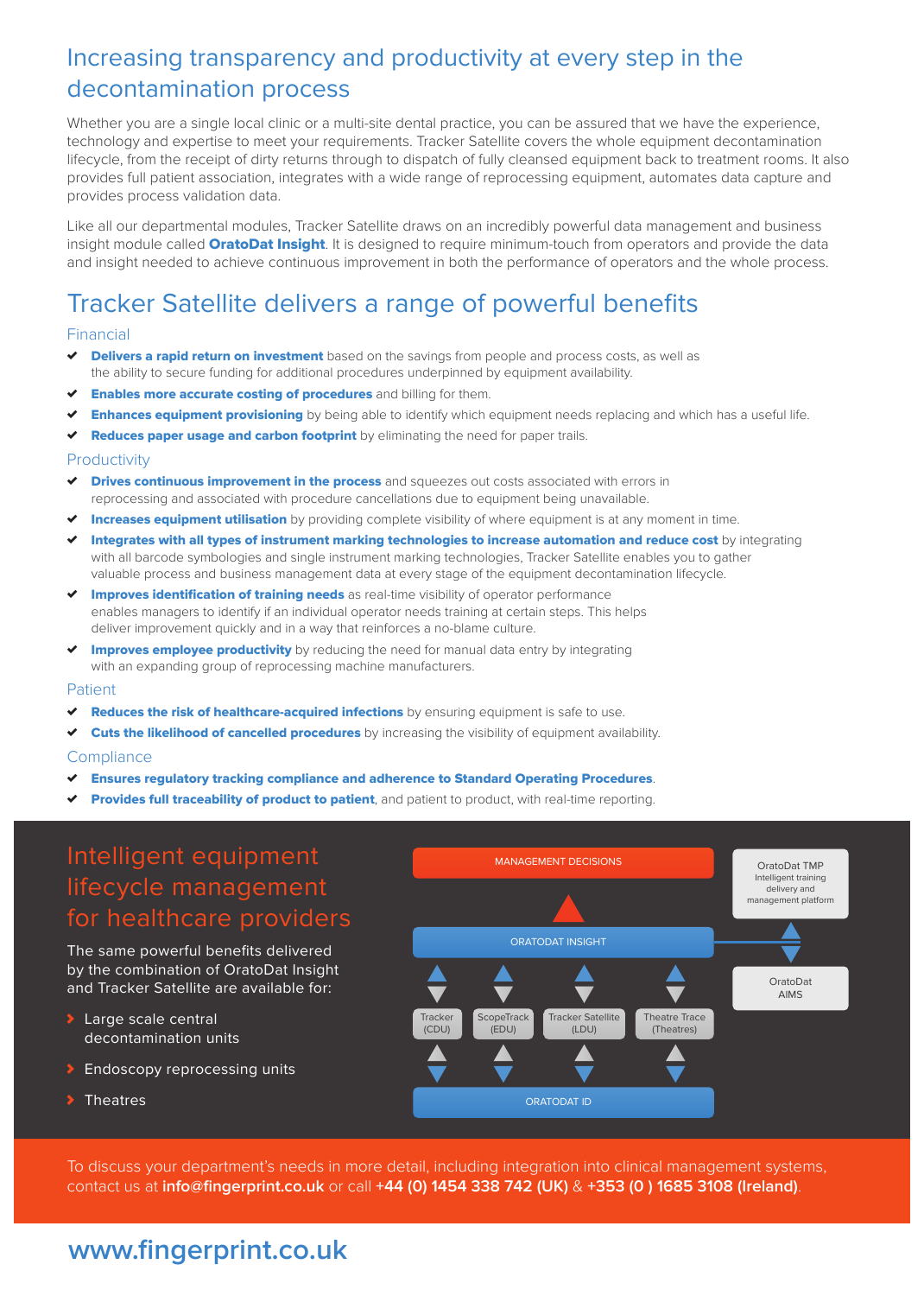## Increasing transparency and productivity at every step in the decontamination process

Whether you are a single local clinic or a multi-site dental practice, you can be assured that we have the experience, technology and expertise to meet your requirements. Tracker Satellite covers the whole equipment decontamination lifecycle, from the receipt of dirty returns through to dispatch of fully cleansed equipment back to treatment rooms. It also provides full patient association, integrates with a wide range of reprocessing equipment, automates data capture and provides process validation data.

Like all our departmental modules, Tracker Satellite draws on an incredibly powerful data management and business insight module called **OratoDat Insight**. It is designed to require minimum-touch from operators and provide the data and insight needed to achieve continuous improvement in both the performance of operators and the whole process.

## Tracker Satellite delivers a range of powerful benefits

### Financial

- **Delivers a rapid return on investment** based on the savings from people and process costs, as well as the ability to secure funding for additional procedures underpinned by equipment availability.
- **Enables more accurate costing of procedures** and billing for them.
- **Enhances equipment provisioning** by being able to identify which equipment needs replacing and which has a useful life.
- **Reduces paper usage and carbon footprint** by eliminating the need for paper trails.

### Productivity

- **Drives continuous improvement in the process** and squeezes out costs associated with errors in reprocessing and associated with procedure cancellations due to equipment being unavailable.
- **Increases equipment utilisation** by providing complete visibility of where equipment is at any moment in time.
- **Integrates with all types of instrument marking technologies to increase automation and reduce cost** by integrating with all barcode symbologies and single instrument marking technologies, Tracker Satellite enables you to gather valuable process and business management data at every stage of the equipment decontamination lifecycle.
- **Improves identification of training needs** as real-time visibility of operator performance enables managers to identify if an individual operator needs training at certain steps. This helps deliver improvement quickly and in a way that reinforces a no-blame culture.
- **Improves employee productivity** by reducing the need for manual data entry by integrating with an expanding group of reprocessing machine manufacturers.

### Patient

- **Reduces the risk of healthcare-acquired infections** by ensuring equipment is safe to use.
- **Cuts the likelihood of cancelled procedures** by increasing the visibility of equipment availability.

### Compliance

- **Ensures regulatory tracking compliance and adherence to Standard Operating Procedures**.
- **Provides full traceability of product to patient**, and patient to product, with real-time reporting.

## Intelligent equipment lifecycle management for healthcare providers

The same powerful benefits delivered by the combination of OratoDat Insight and Tracker Satellite are available for:

- Large scale central decontamination units
- Endoscopy reprocessing units
- Theatres

MANAGEMENT DECISIONS

ORATODAT INSIGHT

OratoDat TMP
Intelligent training delivery and management platform

OratoDat AIMS

Tracker (CDU)

ScopeTrack (EDU)

Tracker Satellite (LDU)

Theatre Trace (Theatres)

ORATODAT ID

To discuss your department's needs in more detail, including integration into clinical management systems, contact us at **info@fingerprint.co.uk** or call **+44 (0) 1454 338 742 (UK)** & **+353 (0 ) 1685 3108 (Ireland)**.

**www.fingerprint.co.uk**